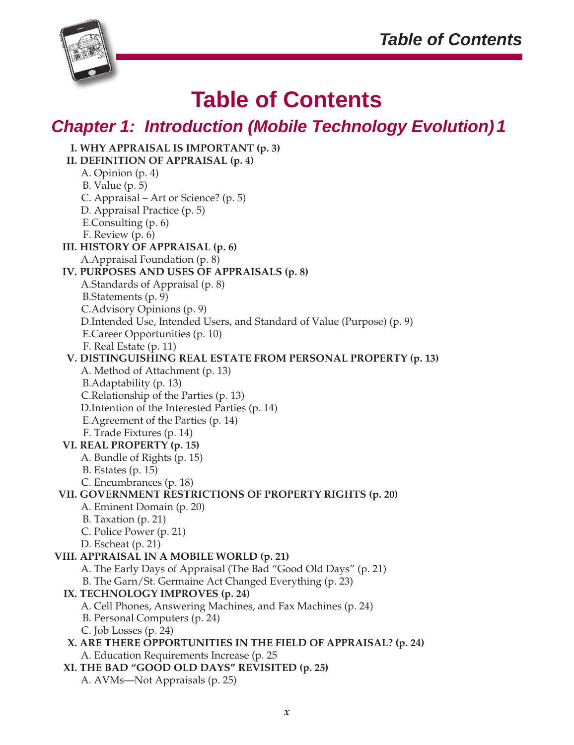# Table of Contents

## Chapter 1: Introduction (Mobile Technology Evolution) 1

**I. WHY APPRAISAL IS IMPORTANT (p. 3)**

**II. DEFINITION OF APPRAISAL (p. 4)**

- A. Opinion (p. 4)
- B. Value (p. 5)
- C. Appraisal – Art or Science? (p. 5)
- D. Appraisal Practice (p. 5)
- E.Consulting (p. 6)
- F. Review (p. 6)

**III. HISTORY OF APPRAISAL (p. 6)**

- A.Appraisal Foundation (p. 8)

**IV. PURPOSES AND USES OF APPRAISALS (p. 8)**

- A.Standards of Appraisal (p. 8)
- B.Statements (p. 9)
- C.Advisory Opinions (p. 9)
- D.Intended Use, Intended Users, and Standard of Value (Purpose) (p. 9)
- E.Career Opportunities (p. 10)
- F. Real Estate (p. 11)

**V. DISTINGUISHING REAL ESTATE FROM PERSONAL PROPERTY (p. 13)**

- A. Method of Attachment (p. 13)
- B.Adaptability (p. 13)
- C.Relationship of the Parties (p. 13)
- D.Intention of the Interested Parties (p. 14)
- E.Agreement of the Parties (p. 14)
- F. Trade Fixtures (p. 14)

**VI. REAL PROPERTY (p. 15)**

- A. Bundle of Rights (p. 15)
- B. Estates (p. 15)
- C. Encumbrances (p. 18)

**VII. GOVERNMENT RESTRICTIONS OF PROPERTY RIGHTS (p. 20)**

- A. Eminent Domain (p. 20)
- B. Taxation (p. 21)
- C. Police Power (p. 21)
- D. Escheat (p. 21)

**VIII. APPRAISAL IN A MOBILE WORLD (p. 21)**

- A. The Early Days of Appraisal (The Bad "Good Old Days" (p. 21)
- B. The Garn/St. Germaine Act Changed Everything (p. 23)

**IX. TECHNOLOGY IMPROVES (p. 24)**

- A. Cell Phones, Answering Machines, and Fax Machines (p. 24)
- B. Personal Computers (p. 24)
- C. Job Losses (p. 24)

**X. ARE THERE OPPORTUNITIES IN THE FIELD OF APPRAISAL? (p. 24)**

- A. Education Requirements Increase (p. 25

**XI. THE BAD "GOOD OLD DAYS" REVISITED (p. 25)**

- A. AVMs—Not Appraisals (p. 25)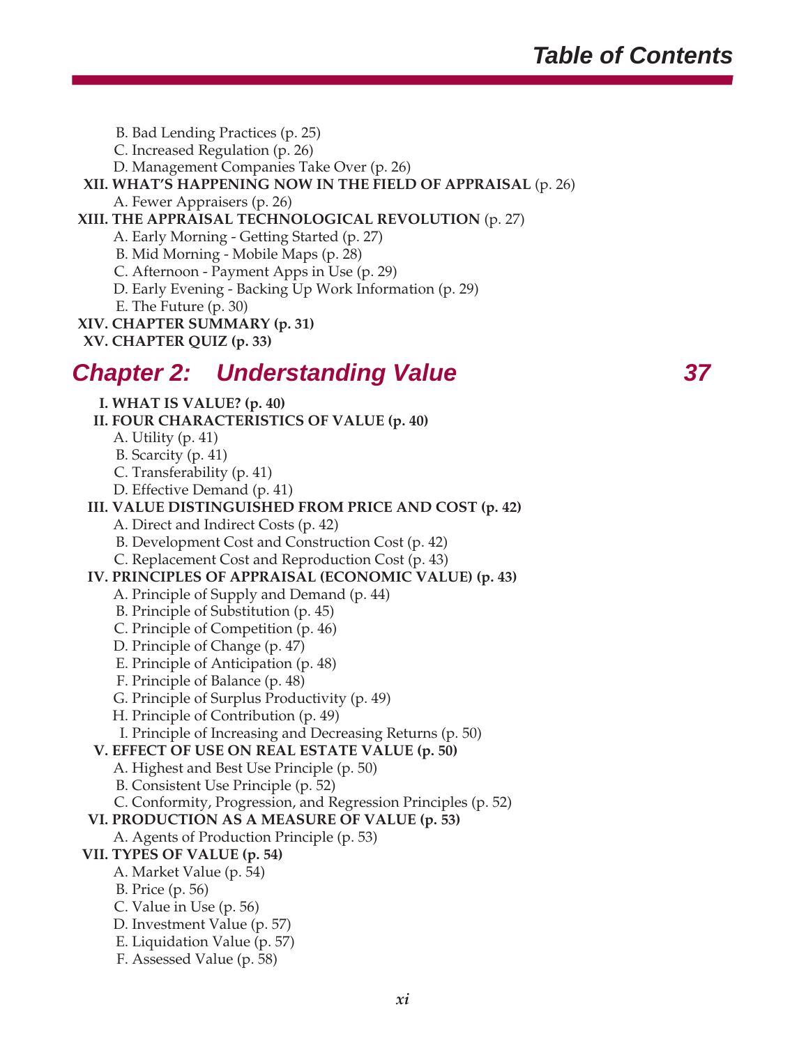B. Bad Lending Practices (p. 25)
C. Increased Regulation (p. 26)
D. Management Companies Take Over (p. 26)

**XII. WHAT'S HAPPENING NOW IN THE FIELD OF APPRAISAL** (p. 26)
A. Fewer Appraisers (p. 26)

**XIII. THE APPRAISAL TECHNOLOGICAL REVOLUTION** (p. 27)
A. Early Morning - Getting Started (p. 27)
B. Mid Morning - Mobile Maps (p. 28)
C. Afternoon - Payment Apps in Use (p. 29)
D. Early Evening - Backing Up Work Information (p. 29)
E. The Future (p. 30)

**XIV. CHAPTER SUMMARY (p. 31)**

**XV. CHAPTER QUIZ (p. 33)**

## *Chapter 2: Understanding Value* 37

**I. WHAT IS VALUE? (p. 40)**

**II. FOUR CHARACTERISTICS OF VALUE (p. 40)**
A. Utility (p. 41)
B. Scarcity (p. 41)
C. Transferability (p. 41)
D. Effective Demand (p. 41)

**III. VALUE DISTINGUISHED FROM PRICE AND COST (p. 42)**
A. Direct and Indirect Costs (p. 42)
B. Development Cost and Construction Cost (p. 42)
C. Replacement Cost and Reproduction Cost (p. 43)

**IV. PRINCIPLES OF APPRAISAL (ECONOMIC VALUE) (p. 43)**
A. Principle of Supply and Demand (p. 44)
B. Principle of Substitution (p. 45)
C. Principle of Competition (p. 46)
D. Principle of Change (p. 47)
E. Principle of Anticipation (p. 48)
F. Principle of Balance (p. 48)
G. Principle of Surplus Productivity (p. 49)
H. Principle of Contribution (p. 49)
I. Principle of Increasing and Decreasing Returns (p. 50)

**V. EFFECT OF USE ON REAL ESTATE VALUE (p. 50)**
A. Highest and Best Use Principle (p. 50)
B. Consistent Use Principle (p. 52)
C. Conformity, Progression, and Regression Principles (p. 52)

**VI. PRODUCTION AS A MEASURE OF VALUE (p. 53)**
A. Agents of Production Principle (p. 53)

**VII. TYPES OF VALUE (p. 54)**
A. Market Value (p. 54)
B. Price (p. 56)
C. Value in Use (p. 56)
D. Investment Value (p. 57)
E. Liquidation Value (p. 57)
F. Assessed Value (p. 58)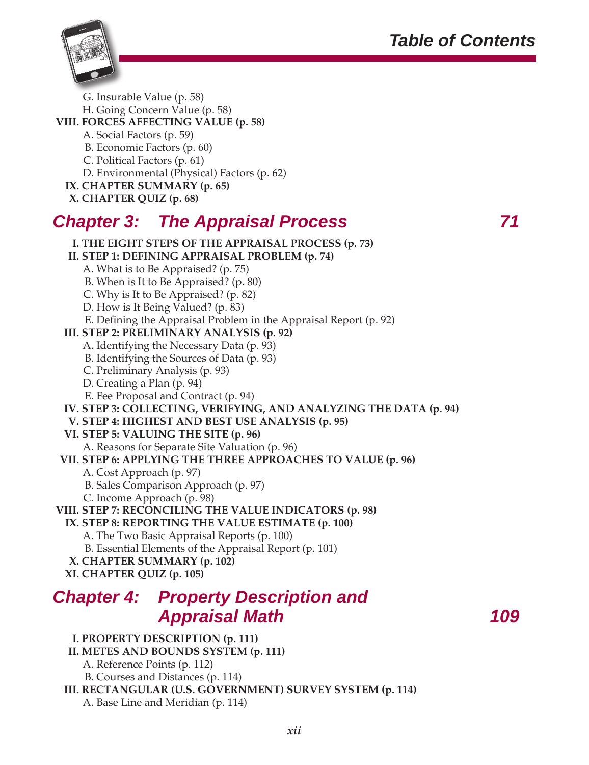G. Insurable Value (p. 58)
H. Going Concern Value (p. 58)

**VIII. FORCES AFFECTING VALUE (p. 58)**

A. Social Factors (p. 59)
B. Economic Factors (p. 60)
C. Political Factors (p. 61)
D. Environmental (Physical) Factors (p. 62)

**IX. CHAPTER SUMMARY (p. 65)**

**X. CHAPTER QUIZ (p. 68)**

## *Chapter 3: The Appraisal Process* — *71*

**I. THE EIGHT STEPS OF THE APPRAISAL PROCESS (p. 73)**

**II. STEP 1: DEFINING APPRAISAL PROBLEM (p. 74)**

A. What is to Be Appraised? (p. 75)
B. When is It to Be Appraised? (p. 80)
C. Why is It to Be Appraised? (p. 82)
D. How is It Being Valued? (p. 83)
E. Defining the Appraisal Problem in the Appraisal Report (p. 92)

**III. STEP 2: PRELIMINARY ANALYSIS (p. 92)**

A. Identifying the Necessary Data (p. 93)
B. Identifying the Sources of Data (p. 93)
C. Preliminary Analysis (p. 93)
D. Creating a Plan (p. 94)
E. Fee Proposal and Contract (p. 94)

**IV. STEP 3: COLLECTING, VERIFYING, AND ANALYZING THE DATA (p. 94)**

**V. STEP 4: HIGHEST AND BEST USE ANALYSIS (p. 95)**

**VI. STEP 5: VALUING THE SITE (p. 96)**

A. Reasons for Separate Site Valuation (p. 96)

**VII. STEP 6: APPLYING THE THREE APPROACHES TO VALUE (p. 96)**

A. Cost Approach (p. 97)
B. Sales Comparison Approach (p. 97)
C. Income Approach (p. 98)

**VIII. STEP 7: RECONCILING THE VALUE INDICATORS (p. 98)**

**IX. STEP 8: REPORTING THE VALUE ESTIMATE (p. 100)**

A. The Two Basic Appraisal Reports (p. 100)
B. Essential Elements of the Appraisal Report (p. 101)

**X. CHAPTER SUMMARY (p. 102)**

**XI. CHAPTER QUIZ (p. 105)**

## *Chapter 4: Property Description and Appraisal Math* — *109*

**I. PROPERTY DESCRIPTION (p. 111)**

**II. METES AND BOUNDS SYSTEM (p. 111)**

A. Reference Points (p. 112)
B. Courses and Distances (p. 114)

**III. RECTANGULAR (U.S. GOVERNMENT) SURVEY SYSTEM (p. 114)**

A. Base Line and Meridian (p. 114)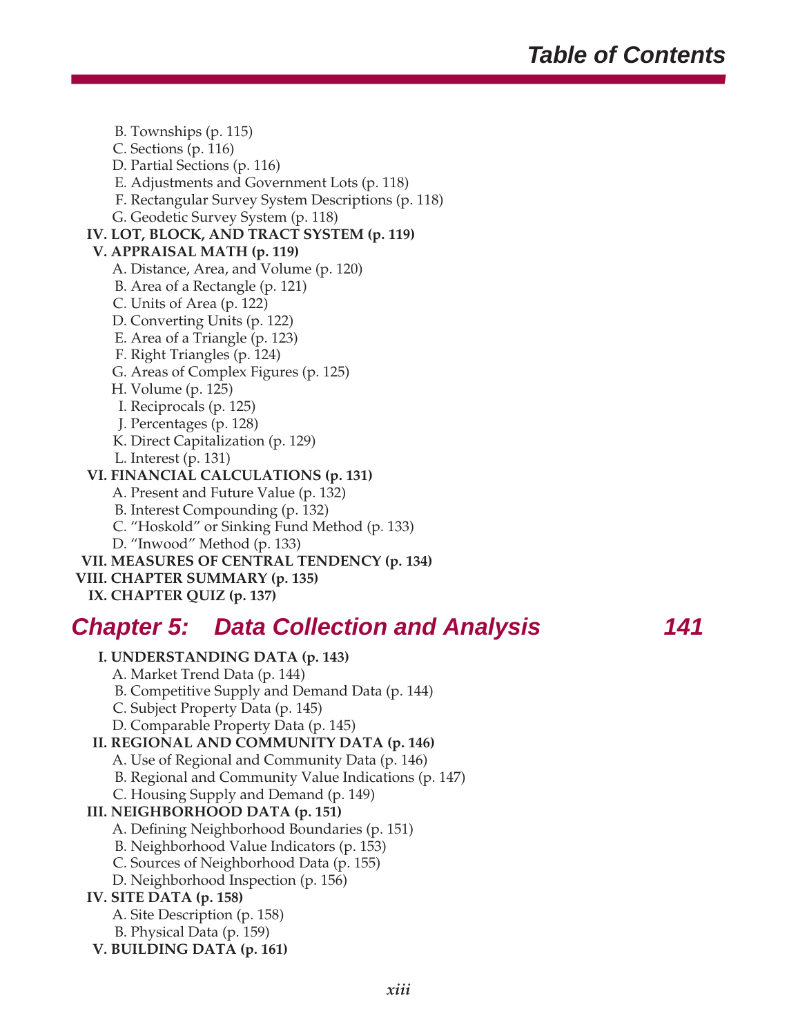B. Townships (p. 115)
C. Sections (p. 116)
D. Partial Sections (p. 116)
E. Adjustments and Government Lots (p. 118)
F. Rectangular Survey System Descriptions (p. 118)
G. Geodetic Survey System (p. 118)

**IV. LOT, BLOCK, AND TRACT SYSTEM (p. 119)**

**V. APPRAISAL MATH (p. 119)**

A. Distance, Area, and Volume (p. 120)
B. Area of a Rectangle (p. 121)
C. Units of Area (p. 122)
D. Converting Units (p. 122)
E. Area of a Triangle (p. 123)
F. Right Triangles (p. 124)
G. Areas of Complex Figures (p. 125)
H. Volume (p. 125)
I. Reciprocals (p. 125)
J. Percentages (p. 128)
K. Direct Capitalization (p. 129)
L. Interest (p. 131)

**VI. FINANCIAL CALCULATIONS (p. 131)**

A. Present and Future Value (p. 132)
B. Interest Compounding (p. 132)
C. "Hoskold" or Sinking Fund Method (p. 133)
D. "Inwood" Method (p. 133)

**VII. MEASURES OF CENTRAL TENDENCY (p. 134)**

**VIII. CHAPTER SUMMARY (p. 135)**

**IX. CHAPTER QUIZ (p. 137)**

## *Chapter 5: Data Collection and Analysis 141*

**I. UNDERSTANDING DATA (p. 143)**

A. Market Trend Data (p. 144)
B. Competitive Supply and Demand Data (p. 144)
C. Subject Property Data (p. 145)
D. Comparable Property Data (p. 145)

**II. REGIONAL AND COMMUNITY DATA (p. 146)**

A. Use of Regional and Community Data (p. 146)
B. Regional and Community Value Indications (p. 147)
C. Housing Supply and Demand (p. 149)

**III. NEIGHBORHOOD DATA (p. 151)**

A. Defining Neighborhood Boundaries (p. 151)
B. Neighborhood Value Indicators (p. 153)
C. Sources of Neighborhood Data (p. 155)
D. Neighborhood Inspection (p. 156)

**IV. SITE DATA (p. 158)**

A. Site Description (p. 158)
B. Physical Data (p. 159)

**V. BUILDING DATA (p. 161)**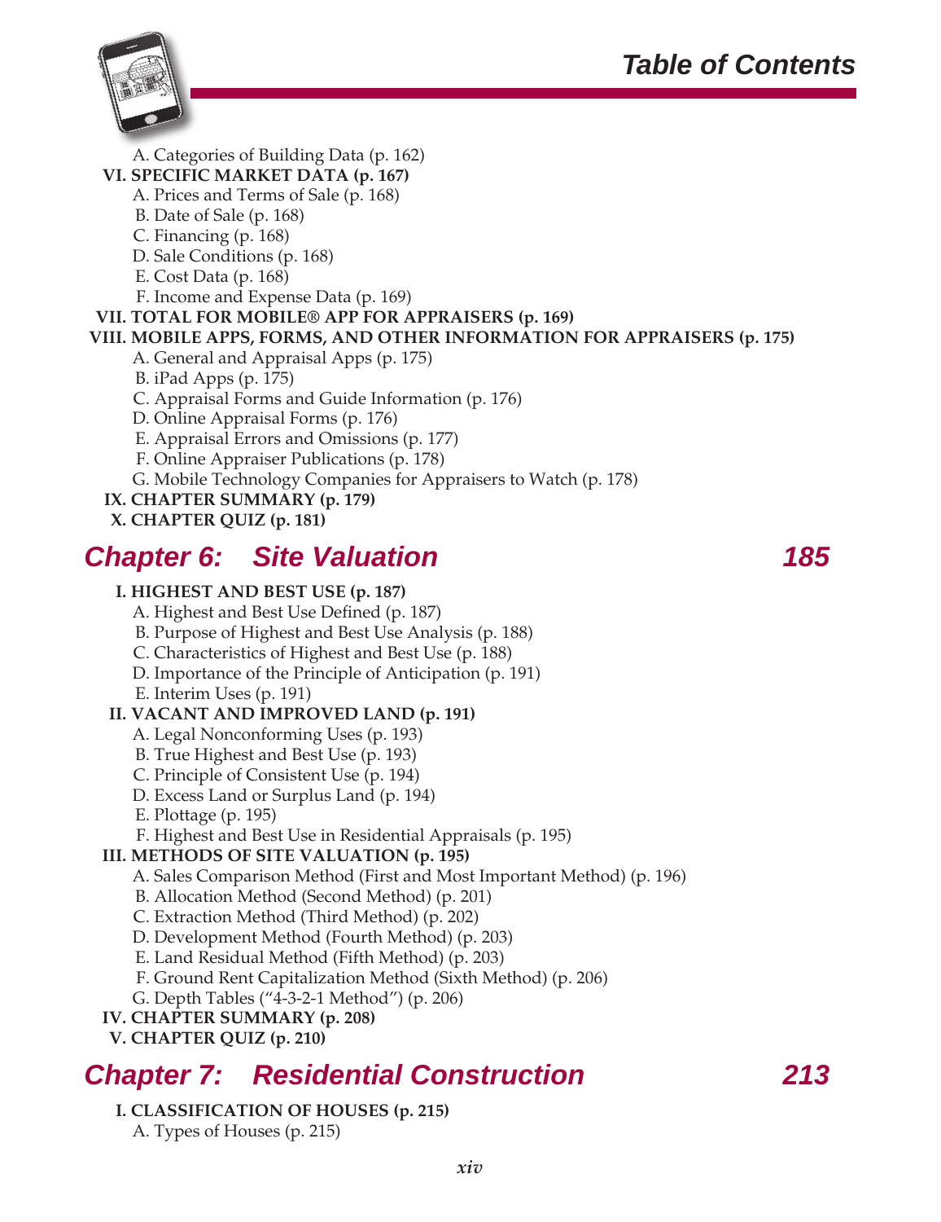A. Categories of Building Data (p. 162)

VI. SPECIFIC MARKET DATA (p. 167)
- A. Prices and Terms of Sale (p. 168)
- B. Date of Sale (p. 168)
- C. Financing (p. 168)
- D. Sale Conditions (p. 168)
- E. Cost Data (p. 168)
- F. Income and Expense Data (p. 169)

VII. TOTAL FOR MOBILE® APP FOR APPRAISERS (p. 169)

VIII. MOBILE APPS, FORMS, AND OTHER INFORMATION FOR APPRAISERS (p. 175)
- A. General and Appraisal Apps (p. 175)
- B. iPad Apps (p. 175)
- C. Appraisal Forms and Guide Information (p. 176)
- D. Online Appraisal Forms (p. 176)
- E. Appraisal Errors and Omissions (p. 177)
- F. Online Appraiser Publications (p. 178)
- G. Mobile Technology Companies for Appraisers to Watch (p. 178)

IX. CHAPTER SUMMARY (p. 179)

X. CHAPTER QUIZ (p. 181)

## Chapter 6: Site Valuation — 185

I. HIGHEST AND BEST USE (p. 187)
- A. Highest and Best Use Defined (p. 187)
- B. Purpose of Highest and Best Use Analysis (p. 188)
- C. Characteristics of Highest and Best Use (p. 188)
- D. Importance of the Principle of Anticipation (p. 191)
- E. Interim Uses (p. 191)

II. VACANT AND IMPROVED LAND (p. 191)
- A. Legal Nonconforming Uses (p. 193)
- B. True Highest and Best Use (p. 193)
- C. Principle of Consistent Use (p. 194)
- D. Excess Land or Surplus Land (p. 194)
- E. Plottage (p. 195)
- F. Highest and Best Use in Residential Appraisals (p. 195)

III. METHODS OF SITE VALUATION (p. 195)
- A. Sales Comparison Method (First and Most Important Method) (p. 196)
- B. Allocation Method (Second Method) (p. 201)
- C. Extraction Method (Third Method) (p. 202)
- D. Development Method (Fourth Method) (p. 203)
- E. Land Residual Method (Fifth Method) (p. 203)
- F. Ground Rent Capitalization Method (Sixth Method) (p. 206)
- G. Depth Tables ("4-3-2-1 Method") (p. 206)

IV. CHAPTER SUMMARY (p. 208)

V. CHAPTER QUIZ (p. 210)

## Chapter 7: Residential Construction — 213

I. CLASSIFICATION OF HOUSES (p. 215)
- A. Types of Houses (p. 215)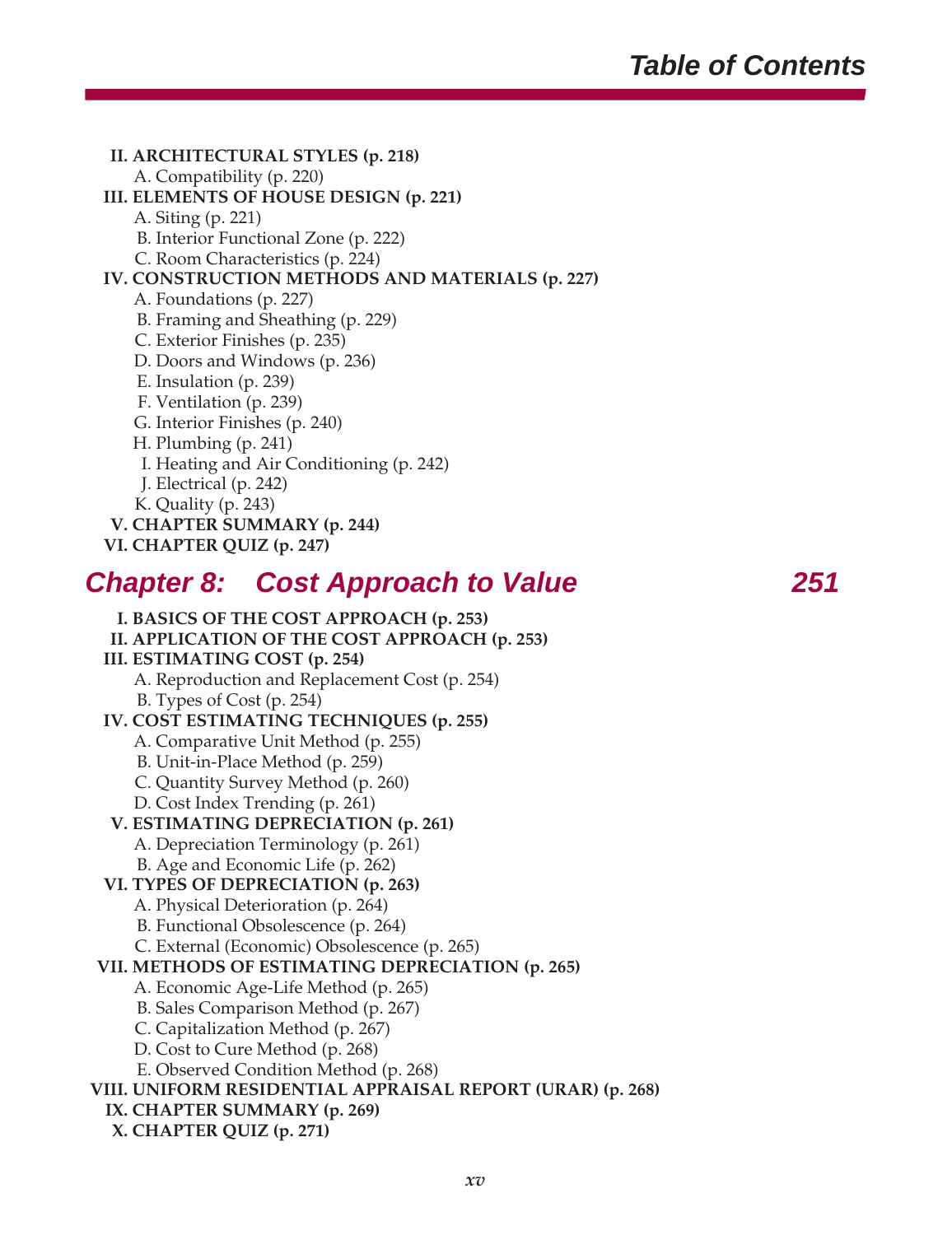**II. ARCHITECTURAL STYLES (p. 218)**
- A. Compatibility (p. 220)

**III. ELEMENTS OF HOUSE DESIGN (p. 221)**
- A. Siting (p. 221)
- B. Interior Functional Zone (p. 222)
- C. Room Characteristics (p. 224)

**IV. CONSTRUCTION METHODS AND MATERIALS (p. 227)**
- A. Foundations (p. 227)
- B. Framing and Sheathing (p. 229)
- C. Exterior Finishes (p. 235)
- D. Doors and Windows (p. 236)
- E. Insulation (p. 239)
- F. Ventilation (p. 239)
- G. Interior Finishes (p. 240)
- H. Plumbing (p. 241)
- I. Heating and Air Conditioning (p. 242)
- J. Electrical (p. 242)
- K. Quality (p. 243)

**V. CHAPTER SUMMARY (p. 244)**

**VI. CHAPTER QUIZ (p. 247)**

## *Chapter 8: Cost Approach to Value* 251

**I. BASICS OF THE COST APPROACH (p. 253)**

**II. APPLICATION OF THE COST APPROACH (p. 253)**

**III. ESTIMATING COST (p. 254)**
- A. Reproduction and Replacement Cost (p. 254)
- B. Types of Cost (p. 254)

**IV. COST ESTIMATING TECHNIQUES (p. 255)**
- A. Comparative Unit Method (p. 255)
- B. Unit-in-Place Method (p. 259)
- C. Quantity Survey Method (p. 260)
- D. Cost Index Trending (p. 261)

**V. ESTIMATING DEPRECIATION (p. 261)**
- A. Depreciation Terminology (p. 261)
- B. Age and Economic Life (p. 262)

**VI. TYPES OF DEPRECIATION (p. 263)**
- A. Physical Deterioration (p. 264)
- B. Functional Obsolescence (p. 264)
- C. External (Economic) Obsolescence (p. 265)

**VII. METHODS OF ESTIMATING DEPRECIATION (p. 265)**
- A. Economic Age-Life Method (p. 265)
- B. Sales Comparison Method (p. 267)
- C. Capitalization Method (p. 267)
- D. Cost to Cure Method (p. 268)
- E. Observed Condition Method (p. 268)

**VIII. UNIFORM RESIDENTIAL APPRAISAL REPORT (URAR) (p. 268)**

**IX. CHAPTER SUMMARY (p. 269)**

**X. CHAPTER QUIZ (p. 271)**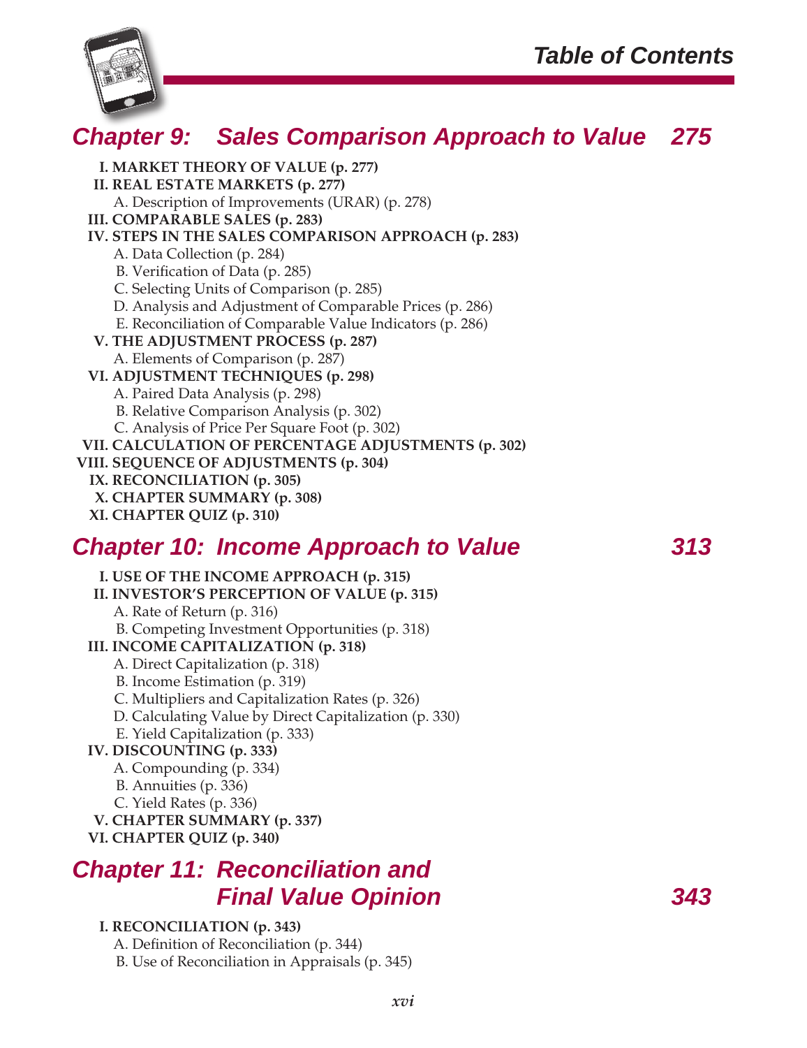## Chapter 9: Sales Comparison Approach to Value 275

**I. MARKET THEORY OF VALUE (p. 277)**
**II. REAL ESTATE MARKETS (p. 277)**
- A. Description of Improvements (URAR) (p. 278)

**III. COMPARABLE SALES (p. 283)**
**IV. STEPS IN THE SALES COMPARISON APPROACH (p. 283)**
- A. Data Collection (p. 284)
- B. Verification of Data (p. 285)
- C. Selecting Units of Comparison (p. 285)
- D. Analysis and Adjustment of Comparable Prices (p. 286)
- E. Reconciliation of Comparable Value Indicators (p. 286)

**V. THE ADJUSTMENT PROCESS (p. 287)**
- A. Elements of Comparison (p. 287)

**VI. ADJUSTMENT TECHNIQUES (p. 298)**
- A. Paired Data Analysis (p. 298)
- B. Relative Comparison Analysis (p. 302)
- C. Analysis of Price Per Square Foot (p. 302)

**VII. CALCULATION OF PERCENTAGE ADJUSTMENTS (p. 302)**
**VIII. SEQUENCE OF ADJUSTMENTS (p. 304)**
**IX. RECONCILIATION (p. 305)**
**X. CHAPTER SUMMARY (p. 308)**
**XI. CHAPTER QUIZ (p. 310)**

## Chapter 10: Income Approach to Value 313

**I. USE OF THE INCOME APPROACH (p. 315)**
**II. INVESTOR'S PERCEPTION OF VALUE (p. 315)**
- A. Rate of Return (p. 316)
- B. Competing Investment Opportunities (p. 318)

**III. INCOME CAPITALIZATION (p. 318)**
- A. Direct Capitalization (p. 318)
- B. Income Estimation (p. 319)
- C. Multipliers and Capitalization Rates (p. 326)
- D. Calculating Value by Direct Capitalization (p. 330)
- E. Yield Capitalization (p. 333)

**IV. DISCOUNTING (p. 333)**
- A. Compounding (p. 334)
- B. Annuities (p. 336)
- C. Yield Rates (p. 336)

**V. CHAPTER SUMMARY (p. 337)**
**VI. CHAPTER QUIZ (p. 340)**

## Chapter 11: Reconciliation and Final Value Opinion 343

**I. RECONCILIATION (p. 343)**
- A. Definition of Reconciliation (p. 344)
- B. Use of Reconciliation in Appraisals (p. 345)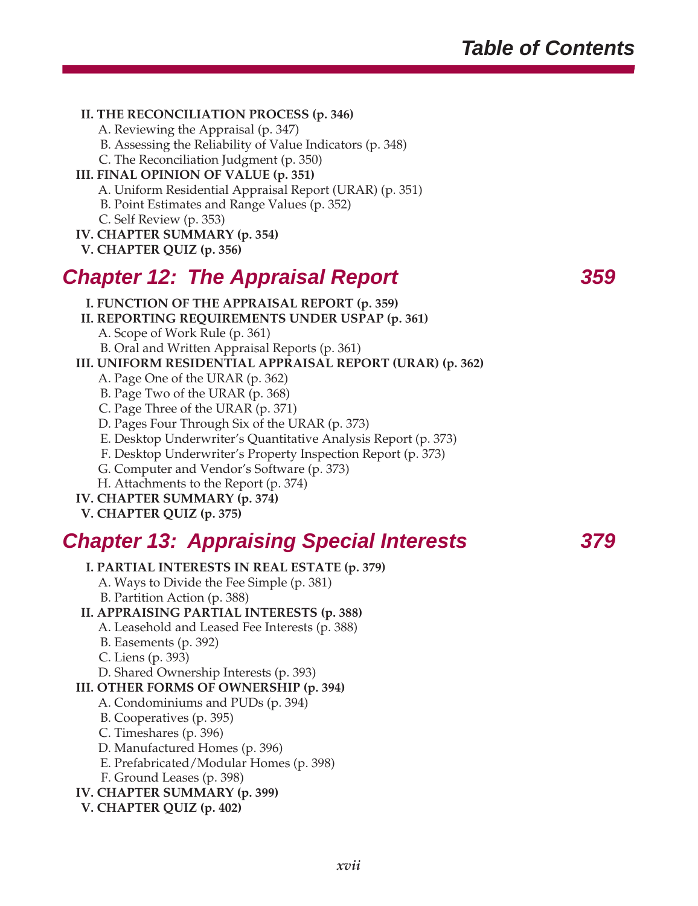II. **THE RECONCILIATION PROCESS (p. 346)**
- A. Reviewing the Appraisal (p. 347)
- B. Assessing the Reliability of Value Indicators (p. 348)
- C. The Reconciliation Judgment (p. 350)

III. **FINAL OPINION OF VALUE (p. 351)**
- A. Uniform Residential Appraisal Report (URAR) (p. 351)
- B. Point Estimates and Range Values (p. 352)
- C. Self Review (p. 353)

IV. **CHAPTER SUMMARY (p. 354)**

V. **CHAPTER QUIZ (p. 356)**

## *Chapter 12: The Appraisal Report* — 359

I. **FUNCTION OF THE APPRAISAL REPORT (p. 359)**

II. **REPORTING REQUIREMENTS UNDER USPAP (p. 361)**
- A. Scope of Work Rule (p. 361)
- B. Oral and Written Appraisal Reports (p. 361)

III. **UNIFORM RESIDENTIAL APPRAISAL REPORT (URAR) (p. 362)**
- A. Page One of the URAR (p. 362)
- B. Page Two of the URAR (p. 368)
- C. Page Three of the URAR (p. 371)
- D. Pages Four Through Six of the URAR (p. 373)
- E. Desktop Underwriter's Quantitative Analysis Report (p. 373)
- F. Desktop Underwriter's Property Inspection Report (p. 373)
- G. Computer and Vendor's Software (p. 373)
- H. Attachments to the Report (p. 374)

IV. **CHAPTER SUMMARY (p. 374)**

V. **CHAPTER QUIZ (p. 375)**

## *Chapter 13: Appraising Special Interests* — 379

I. **PARTIAL INTERESTS IN REAL ESTATE (p. 379)**
- A. Ways to Divide the Fee Simple (p. 381)
- B. Partition Action (p. 388)

II. **APPRAISING PARTIAL INTERESTS (p. 388)**
- A. Leasehold and Leased Fee Interests (p. 388)
- B. Easements (p. 392)
- C. Liens (p. 393)
- D. Shared Ownership Interests (p. 393)

III. **OTHER FORMS OF OWNERSHIP (p. 394)**
- A. Condominiums and PUDs (p. 394)
- B. Cooperatives (p. 395)
- C. Timeshares (p. 396)
- D. Manufactured Homes (p. 396)
- E. Prefabricated/Modular Homes (p. 398)
- F. Ground Leases (p. 398)

IV. **CHAPTER SUMMARY (p. 399)**

V. **CHAPTER QUIZ (p. 402)**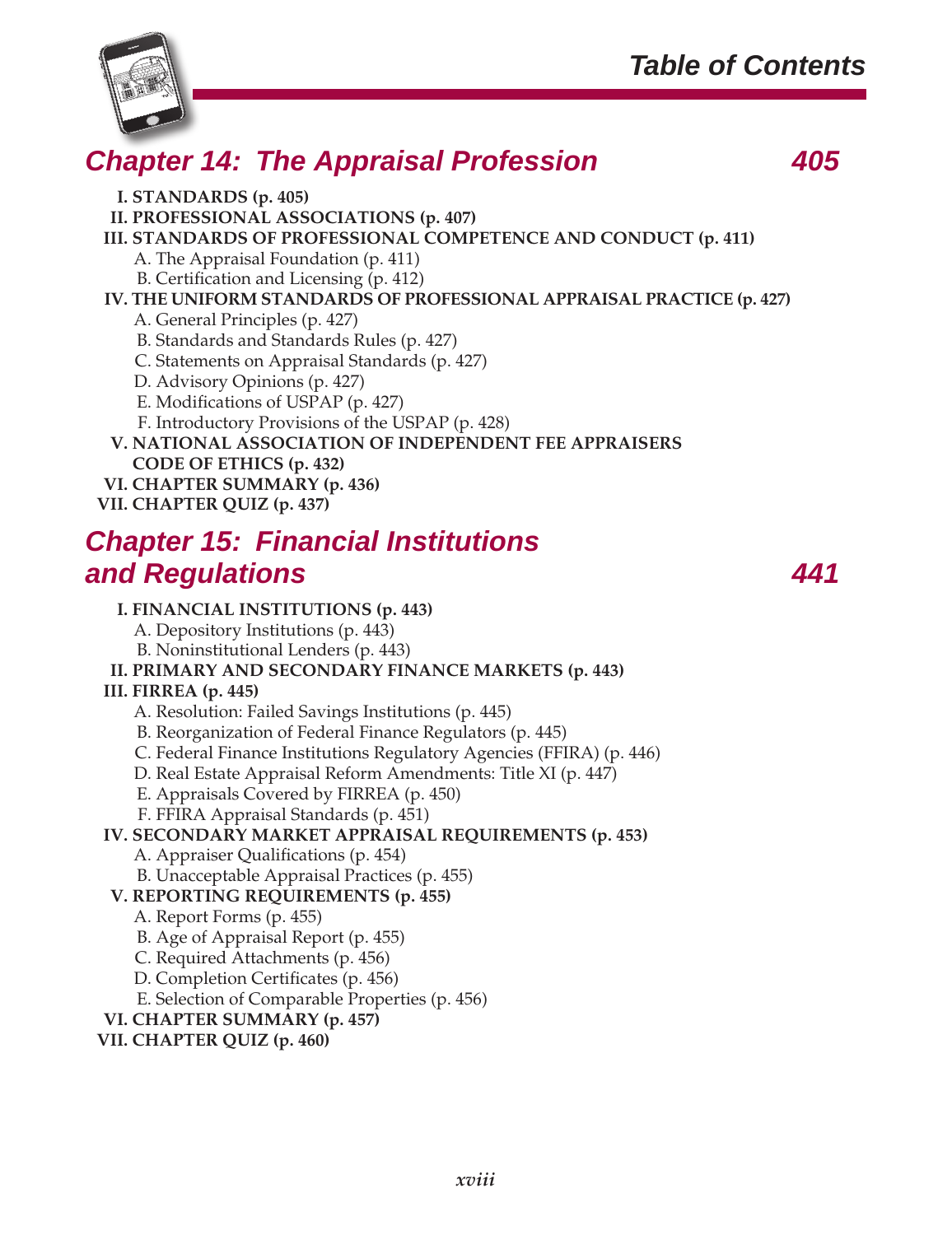## Chapter 14: The Appraisal Profession 405

I. STANDARDS (p. 405)
II. PROFESSIONAL ASSOCIATIONS (p. 407)
III. STANDARDS OF PROFESSIONAL COMPETENCE AND CONDUCT (p. 411)
- A. The Appraisal Foundation (p. 411)
- B. Certification and Licensing (p. 412)

IV. THE UNIFORM STANDARDS OF PROFESSIONAL APPRAISAL PRACTICE (p. 427)
- A. General Principles (p. 427)
- B. Standards and Standards Rules (p. 427)
- C. Statements on Appraisal Standards (p. 427)
- D. Advisory Opinions (p. 427)
- E. Modifications of USPAP (p. 427)
- F. Introductory Provisions of the USPAP (p. 428)

V. NATIONAL ASSOCIATION OF INDEPENDENT FEE APPRAISERS CODE OF ETHICS (p. 432)
VI. CHAPTER SUMMARY (p. 436)
VII. CHAPTER QUIZ (p. 437)

## Chapter 15: Financial Institutions and Regulations 441

I. FINANCIAL INSTITUTIONS (p. 443)
- A. Depository Institutions (p. 443)
- B. Noninstitutional Lenders (p. 443)

II. PRIMARY AND SECONDARY FINANCE MARKETS (p. 443)
III. FIRREA (p. 445)
- A. Resolution: Failed Savings Institutions (p. 445)
- B. Reorganization of Federal Finance Regulators (p. 445)
- C. Federal Finance Institutions Regulatory Agencies (FFIRA) (p. 446)
- D. Real Estate Appraisal Reform Amendments: Title XI (p. 447)
- E. Appraisals Covered by FIRREA (p. 450)
- F. FFIRA Appraisal Standards (p. 451)

IV. SECONDARY MARKET APPRAISAL REQUIREMENTS (p. 453)
- A. Appraiser Qualifications (p. 454)
- B. Unacceptable Appraisal Practices (p. 455)

V. REPORTING REQUIREMENTS (p. 455)
- A. Report Forms (p. 455)
- B. Age of Appraisal Report (p. 455)
- C. Required Attachments (p. 456)
- D. Completion Certificates (p. 456)
- E. Selection of Comparable Properties (p. 456)

VI. CHAPTER SUMMARY (p. 457)
VII. CHAPTER QUIZ (p. 460)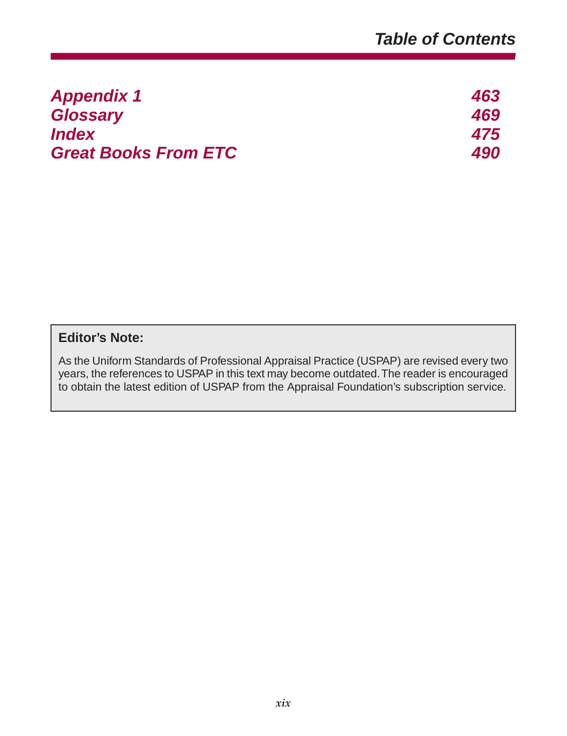| | |
|---|---|
| *Appendix 1* | *463* |
| *Glossary* | *469* |
| *Index* | *475* |
| *Great Books From ETC* | *490* |

**Editor's Note:**

As the Uniform Standards of Professional Appraisal Practice (USPAP) are revised every two years, the references to USPAP in this text may become outdated. The reader is encouraged to obtain the latest edition of USPAP from the Appraisal Foundation's subscription service.